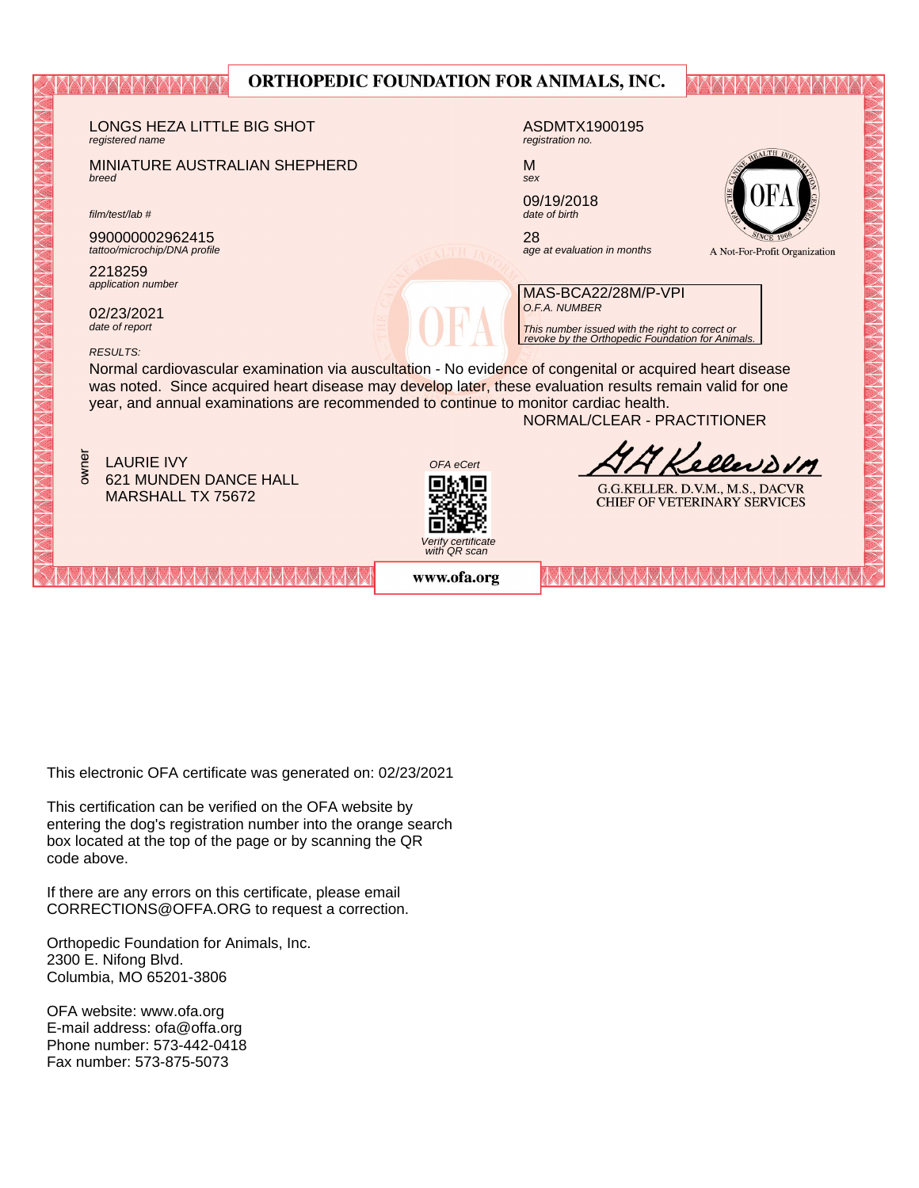# ORTHOPEDIC FOUNDATION FOR ANIMALS, INC.

LONGS HEZA LITTLE BIG SHOT
*registered name*

ASDMTX1900195
*registration no.*

MINIATURE AUSTRALIAN SHEPHERD
*breed*

M
*sex*

09/19/2018
*date of birth*

*film/test/lab #*

990000002962415
*tattoo/microchip/DNA profile*

28
*age at evaluation in months*

A Not-For-Profit Organization

2218259
*application number*

MAS-BCA22/28M/P-VPI
*O.F.A. NUMBER*

*This number issued with the right to correct or revoke by the Orthopedic Foundation for Animals.*

02/23/2021
*date of report*

*RESULTS:*

Normal cardiovascular examination via auscultation - No evidence of congenital or acquired heart disease was noted. Since acquired heart disease may develop later, these evaluation results remain valid for one year, and annual examinations are recommended to continue to monitor cardiac health.

NORMAL/CLEAR - PRACTITIONER

owner

LAURIE IVY
621 MUNDEN DANCE HALL
MARSHALL TX 75672

*OFA eCert*

*Verify certificate with QR scan*

G.G.KELLER. D.V.M., M.S., DACVR
CHIEF OF VETERINARY SERVICES

www.ofa.org

This electronic OFA certificate was generated on: 02/23/2021

This certification can be verified on the OFA website by entering the dog's registration number into the orange search box located at the top of the page or by scanning the QR code above.

If there are any errors on this certificate, please email CORRECTIONS@OFFA.ORG to request a correction.

Orthopedic Foundation for Animals, Inc.
2300 E. Nifong Blvd.
Columbia, MO 65201-3806

OFA website: www.ofa.org
E-mail address: ofa@offa.org
Phone number: 573-442-0418
Fax number: 573-875-5073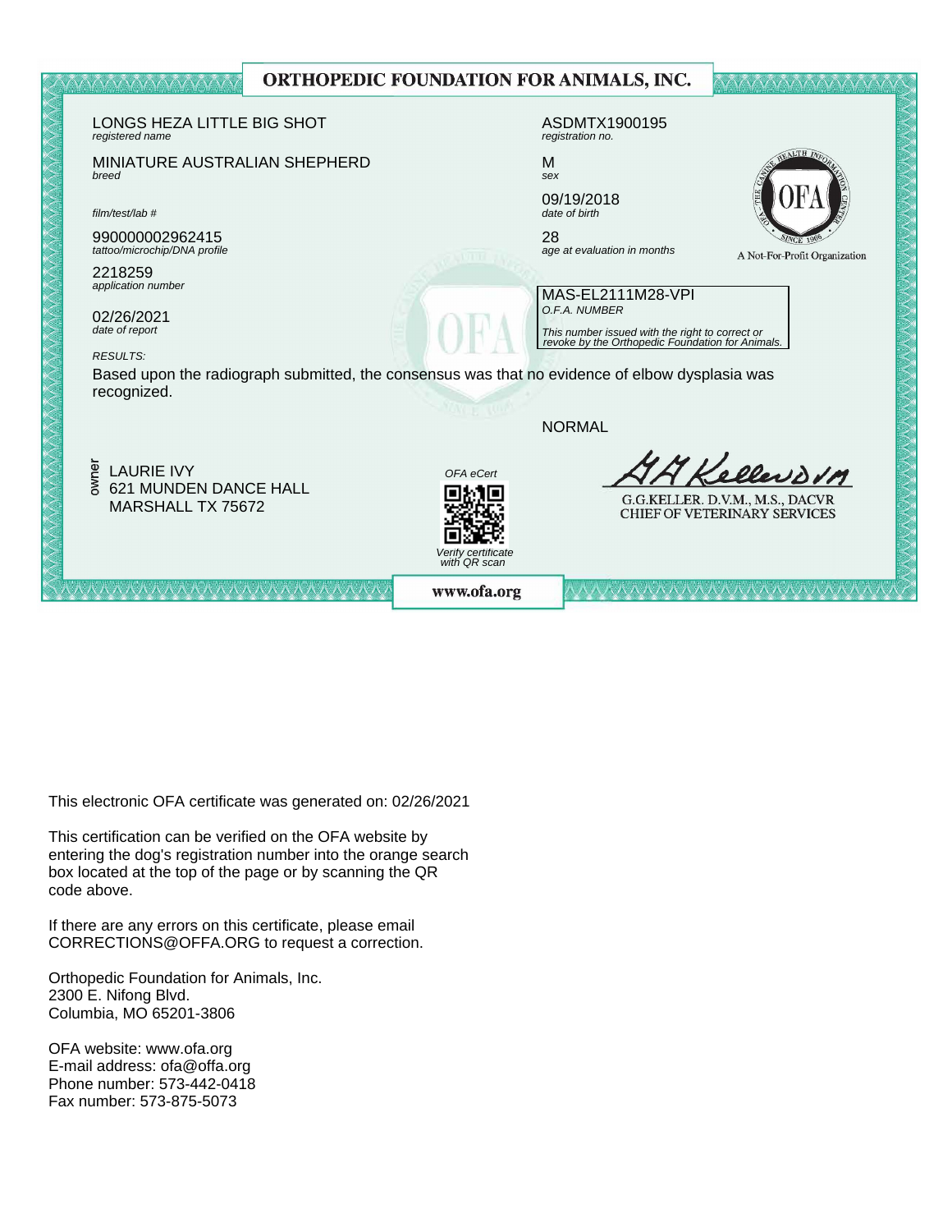# ORTHOPEDIC FOUNDATION FOR ANIMALS, INC.

LONGS HEZA LITTLE BIG SHOT
*registered name*

ASDMTX1900195
*registration no.*

MINIATURE AUSTRALIAN SHEPHERD
*breed*

M
*sex*

*film/test/lab #*

09/19/2018
*date of birth*

990000002962415
*tattoo/microchip/DNA profile*

28
*age at evaluation in months*

A Not-For-Profit Organization

2218259
*application number*

02/26/2021
*date of report*

MAS-EL2111M28-VPI
*O.F.A. NUMBER*

*This number issued with the right to correct or revoke by the Orthopedic Foundation for Animals.*

*RESULTS:*

Based upon the radiograph submitted, the consensus was that no evidence of elbow dysplasia was recognized.

NORMAL

owner
LAURIE IVY
621 MUNDEN DANCE HALL
MARSHALL TX 75672

*OFA eCert*

*Verify certificate with QR scan*

G.G.KELLER. D.V.M., M.S., DACVR
CHIEF OF VETERINARY SERVICES

www.ofa.org

This electronic OFA certificate was generated on: 02/26/2021

This certification can be verified on the OFA website by entering the dog's registration number into the orange search box located at the top of the page or by scanning the QR code above.

If there are any errors on this certificate, please email CORRECTIONS@OFFA.ORG to request a correction.

Orthopedic Foundation for Animals, Inc.
2300 E. Nifong Blvd.
Columbia, MO 65201-3806

OFA website: www.ofa.org
E-mail address: ofa@offa.org
Phone number: 573-442-0418
Fax number: 573-875-5073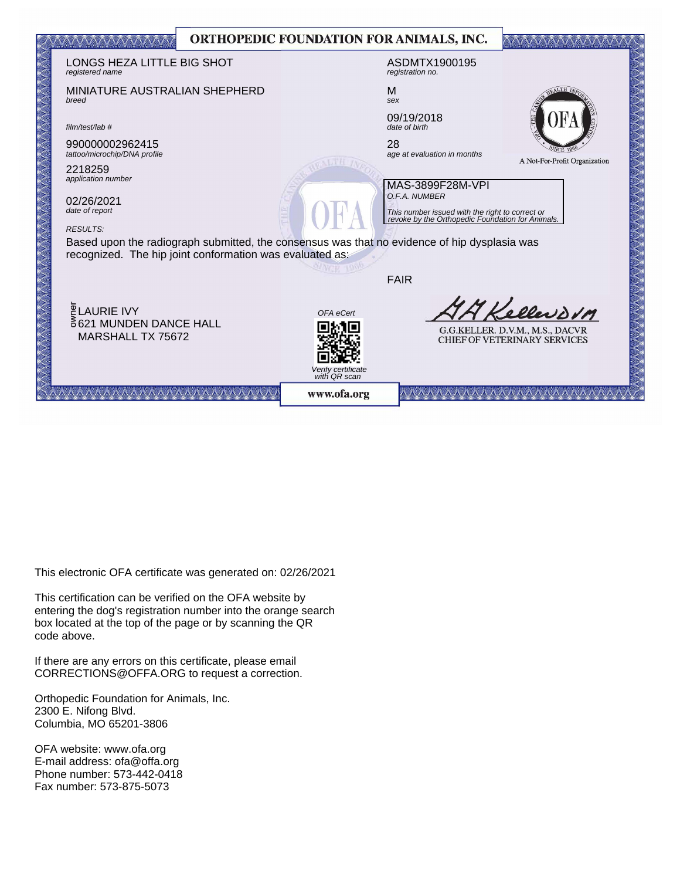# ORTHOPEDIC FOUNDATION FOR ANIMALS, INC.

LONGS HEZA LITTLE BIG SHOT
*registered name*

ASDMTX1900195
*registration no.*

MINIATURE AUSTRALIAN SHEPHERD
*breed*

M
*sex*

*film/test/lab #*

09/19/2018
*date of birth*

990000002962415
*tattoo/microchip/DNA profile*

28
*age at evaluation in months*

A Not-For-Profit Organization

2218259
*application number*

02/26/2021
*date of report*

MAS-3899F28M-VPI
*O.F.A. NUMBER*

*This number issued with the right to correct or revoke by the Orthopedic Foundation for Animals.*

*RESULTS:*

Based upon the radiograph submitted, the consensus was that no evidence of hip dysplasia was recognized. The hip joint conformation was evaluated as:

FAIR

owner
LAURIE IVY
621 MUNDEN DANCE HALL
MARSHALL TX 75672

*OFA eCert*

*Verify certificate with QR scan*

G.G.KELLER. D.V.M., M.S., DACVR
CHIEF OF VETERINARY SERVICES

www.ofa.org

This electronic OFA certificate was generated on: 02/26/2021

This certification can be verified on the OFA website by entering the dog's registration number into the orange search box located at the top of the page or by scanning the QR code above.

If there are any errors on this certificate, please email CORRECTIONS@OFFA.ORG to request a correction.

Orthopedic Foundation for Animals, Inc.
2300 E. Nifong Blvd.
Columbia, MO 65201-3806

OFA website: www.ofa.org
E-mail address: ofa@offa.org
Phone number: 573-442-0418
Fax number: 573-875-5073